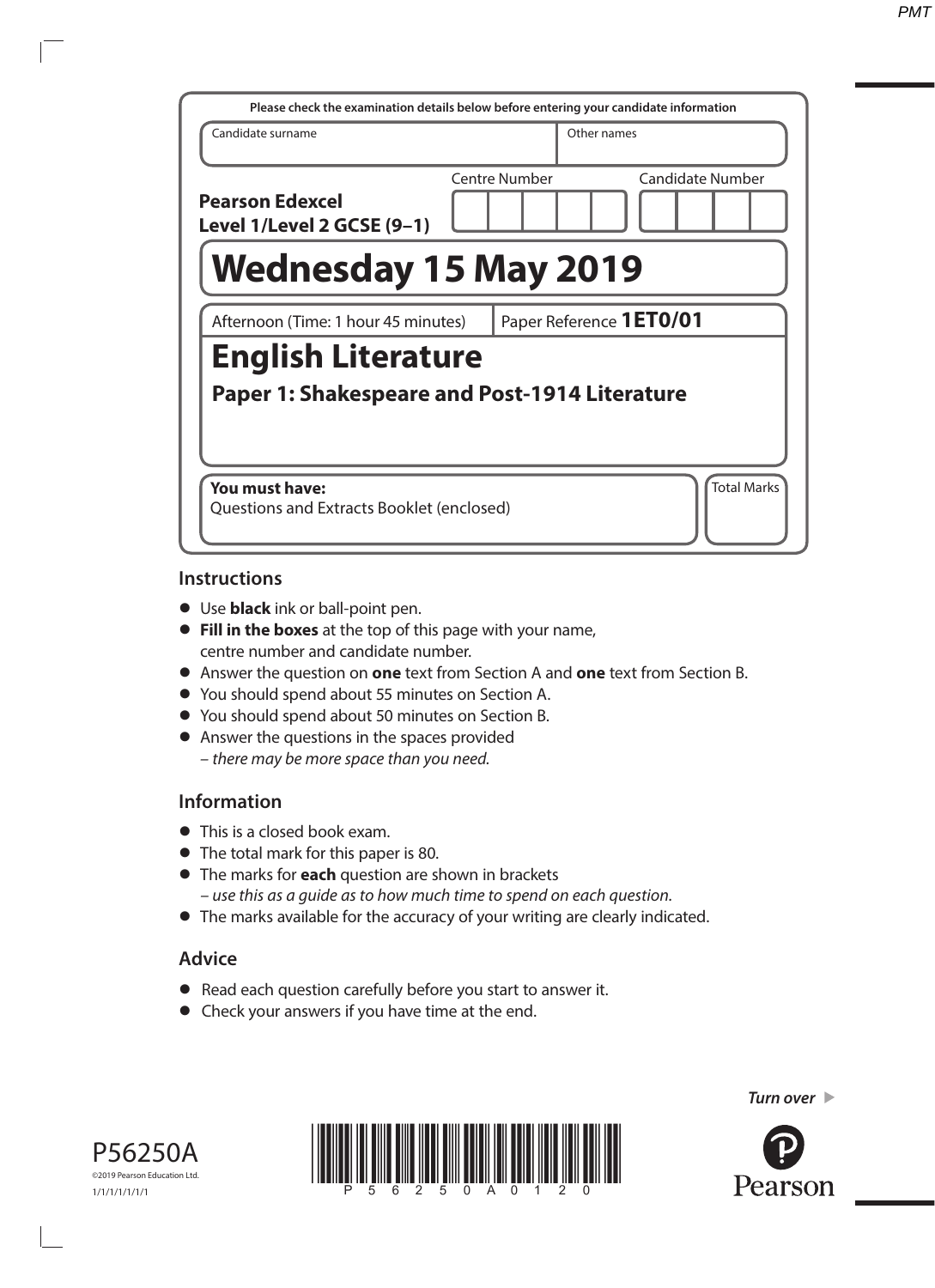Please check the examination details below before entering your candidate information

| Candidate surname | Other names |
|---|---|
| | |

**Pearson Edexcel Level 1/Level 2 GCSE (9–1)**

Centre Number | Candidate Number

# Wednesday 15 May 2019

Afternoon (Time: 1 hour 45 minutes) | Paper Reference **1ET0/01**

# English Literature

## Paper 1: Shakespeare and Post-1914 Literature

**You must have:**
Questions and Extracts Booklet (enclosed)

Total Marks

## Instructions

- Use **black** ink or ball-point pen.
- **Fill in the boxes** at the top of this page with your name, centre number and candidate number.
- Answer the question on **one** text from Section A and **one** text from Section B.
- You should spend about 55 minutes on Section A.
- You should spend about 50 minutes on Section B.
- Answer the questions in the spaces provided
  – *there may be more space than you need.*

## Information

- This is a closed book exam.
- The total mark for this paper is 80.
- The marks for **each** question are shown in brackets
  – *use this as a guide as to how much time to spend on each question.*
- The marks available for the accuracy of your writing are clearly indicated.

## Advice

- Read each question carefully before you start to answer it.
- Check your answers if you have time at the end.

*Turn over*

P56250A
©2019 Pearson Education Ltd.
1/1/1/1/1/1/1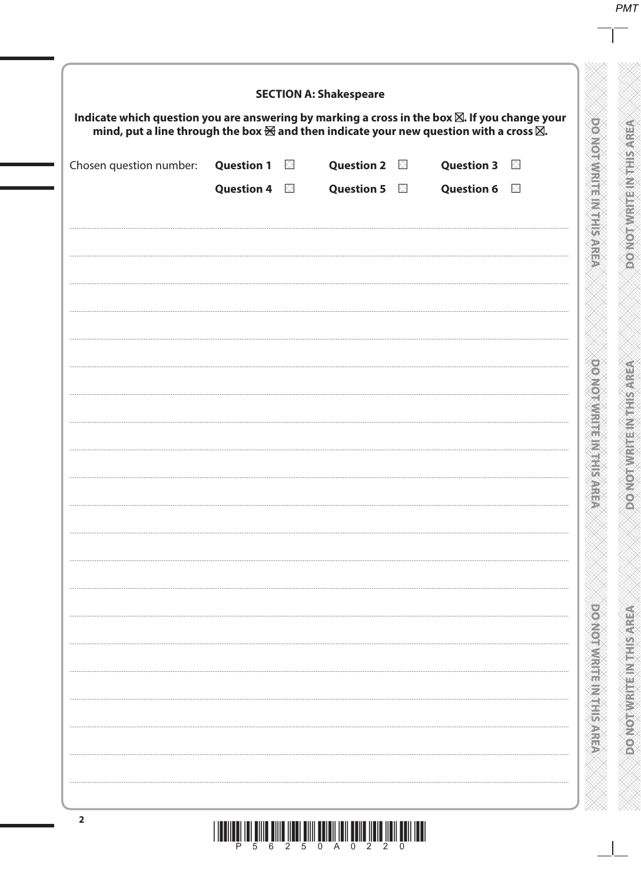## SECTION A: Shakespeare

**Indicate which question you are answering by marking a cross in the box ☒. If you change your mind, put a line through the box ☒ and then indicate your new question with a cross ☒.**

Chosen question number: **Question 1** ☐ **Question 2** ☐ **Question 3** ☐

**Question 4** ☐ **Question 5** ☐ **Question 6** ☐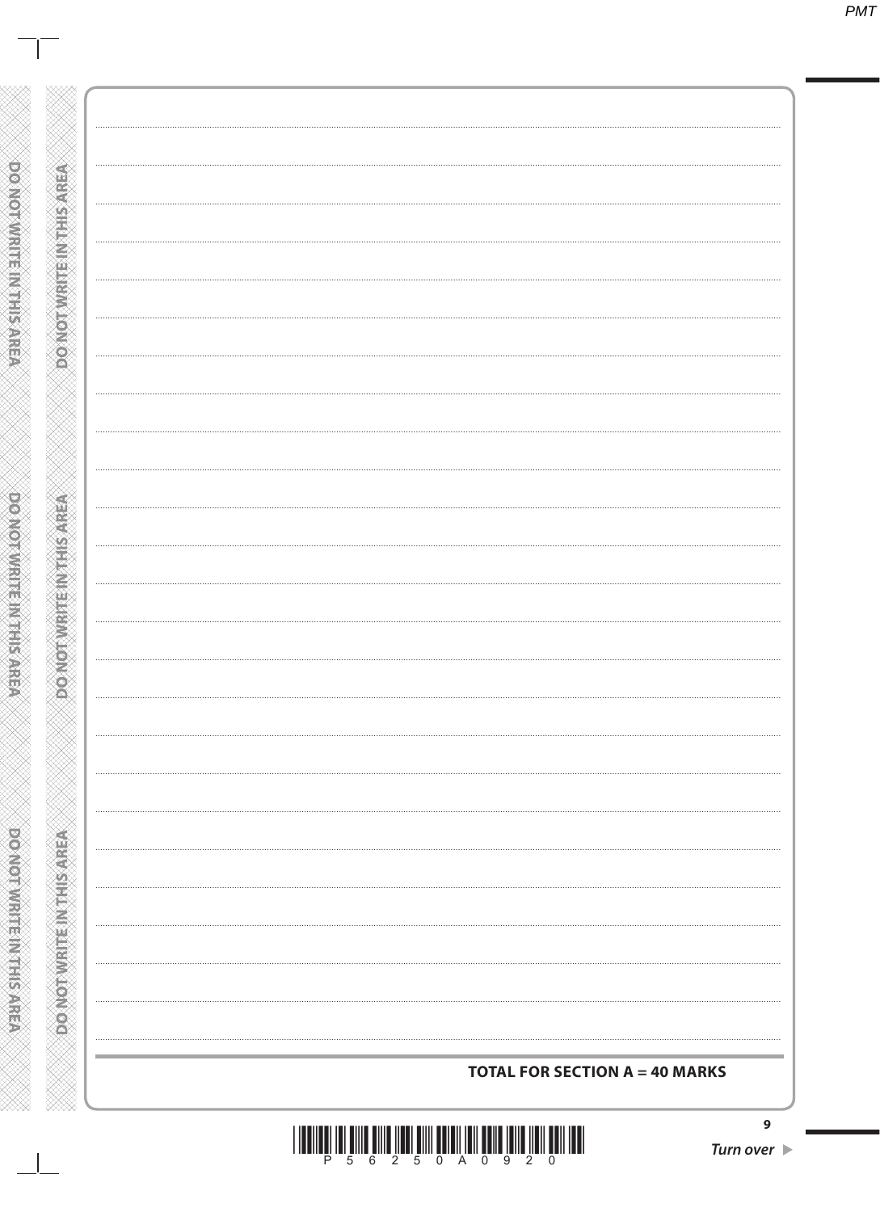**TOTAL FOR SECTION A = 40 MARKS**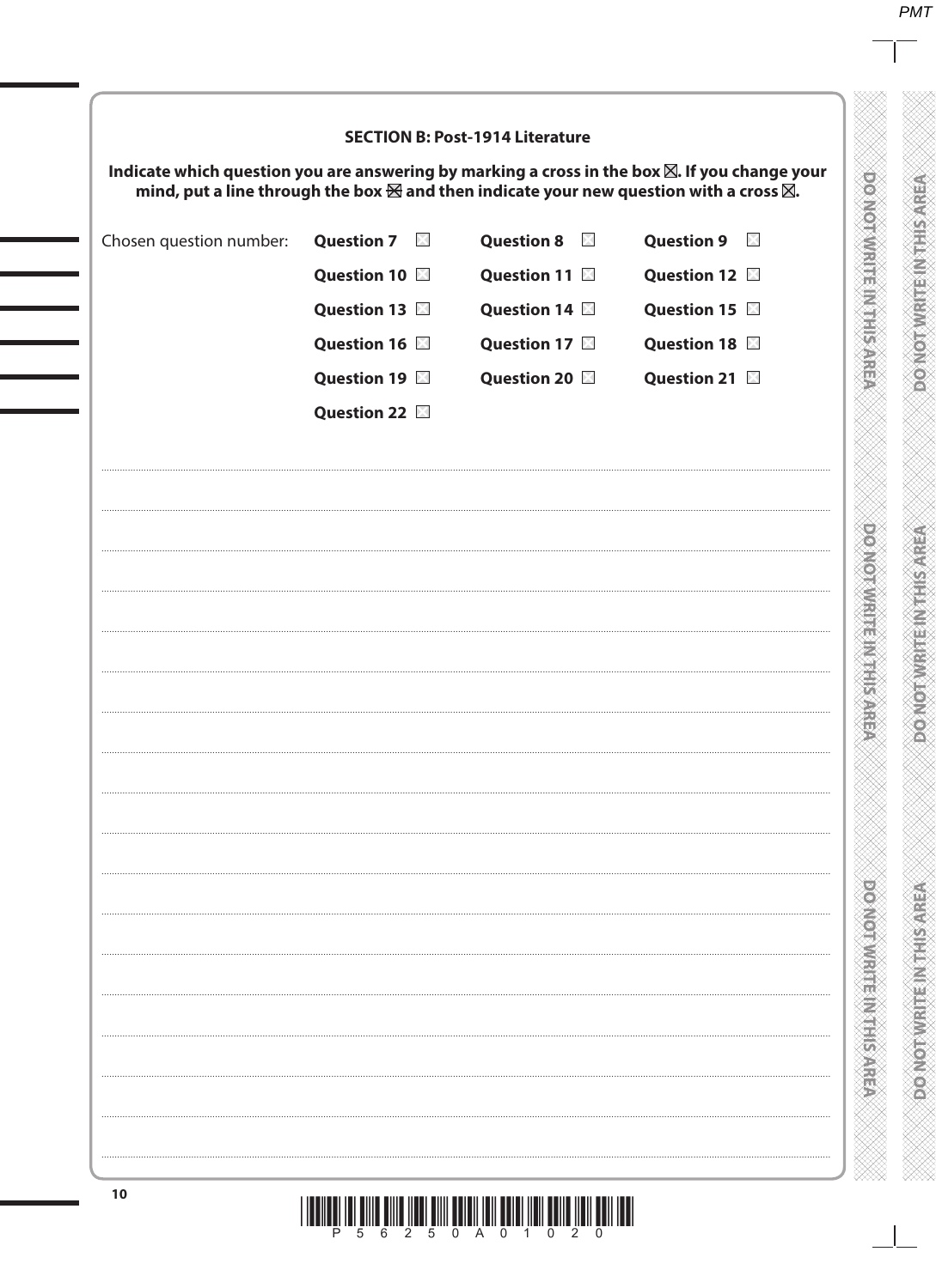## SECTION B: Post-1914 Literature

**Indicate which question you are answering by marking a cross in the box ☒. If you change your mind, put a line through the box ☒ and then indicate your new question with a cross ☒.**

| Chosen question number: | | | |
|---|---|---|---|
| | **Question 7** ☐ | **Question 8** ☐ | **Question 9** ☐ |
| | **Question 10** ☐ | **Question 11** ☐ | **Question 12** ☐ |
| | **Question 13** ☐ | **Question 14** ☐ | **Question 15** ☐ |
| | **Question 16** ☐ | **Question 17** ☐ | **Question 18** ☐ |
| | **Question 19** ☐ | **Question 20** ☐ | **Question 21** ☐ |
| | **Question 22** ☐ | | |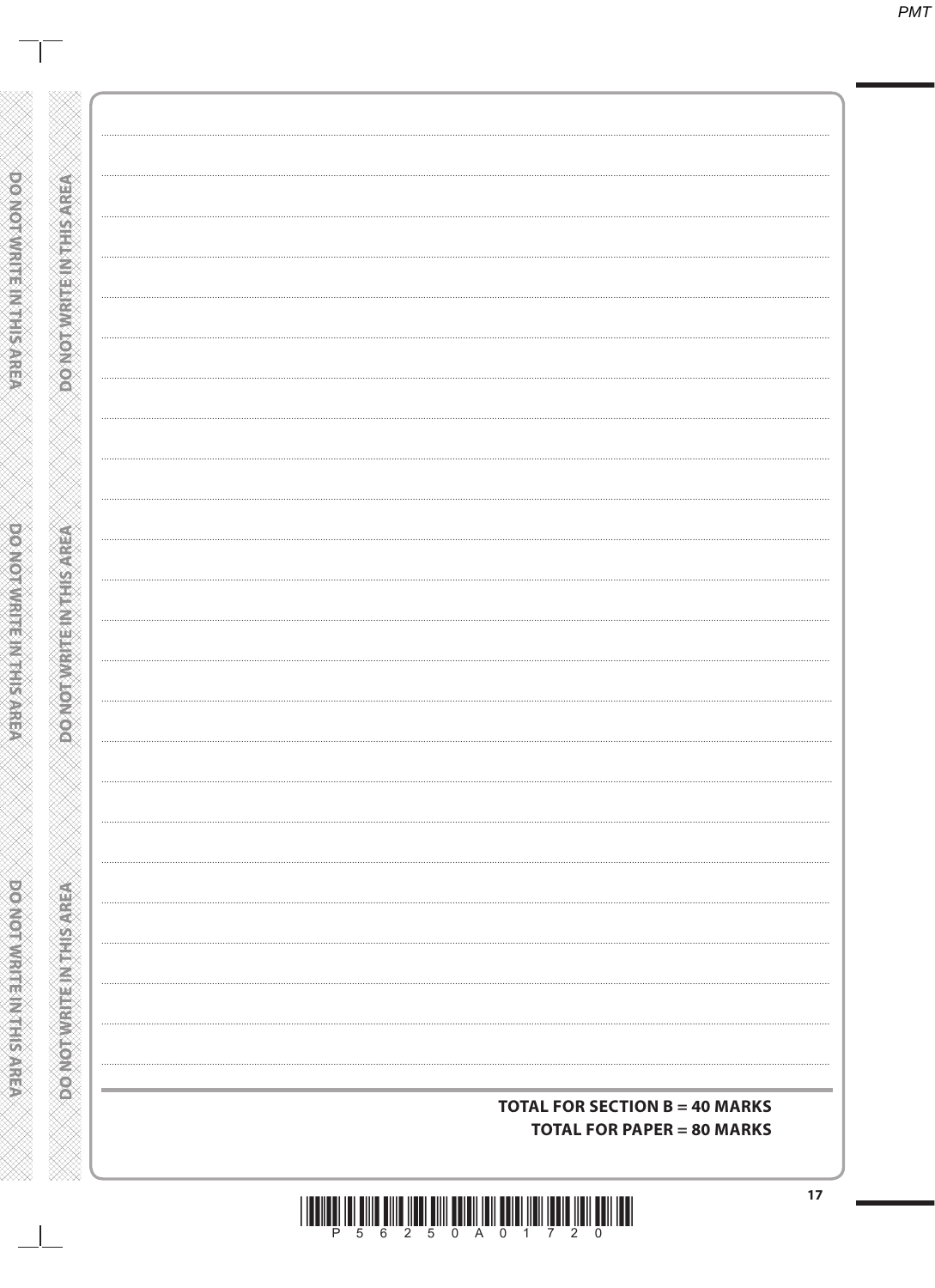**TOTAL FOR SECTION B = 40 MARKS**

**TOTAL FOR PAPER = 80 MARKS**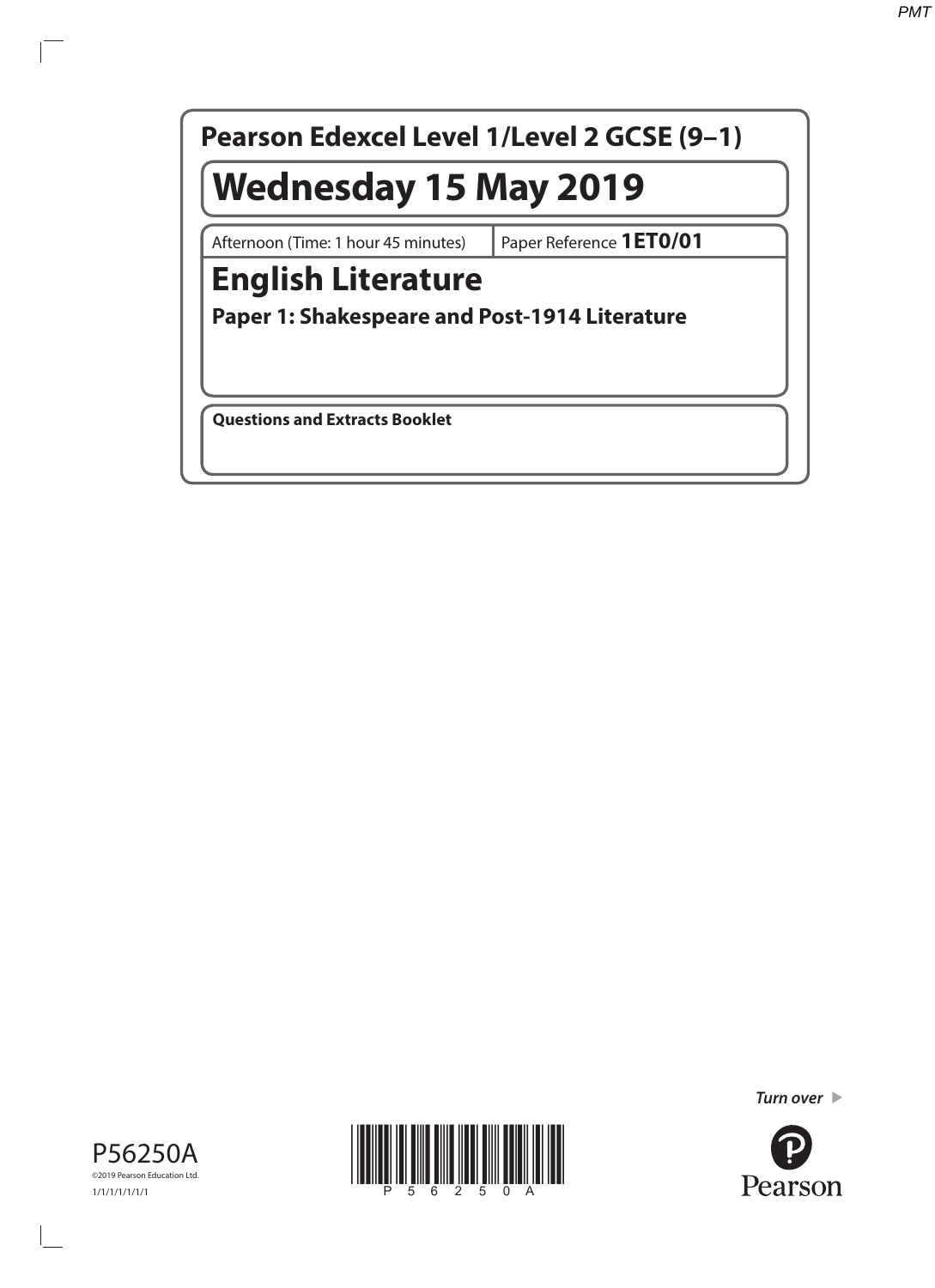# Pearson Edexcel Level 1/Level 2 GCSE (9–1)

# Wednesday 15 May 2019

Afternoon (Time: 1 hour 45 minutes) | Paper Reference **1ET0/01**

# English Literature

## Paper 1: Shakespeare and Post-1914 Literature

**Questions and Extracts Booklet**

P56250A

©2019 Pearson Education Ltd.

1/1/1/1/1/1/1

*Turn over*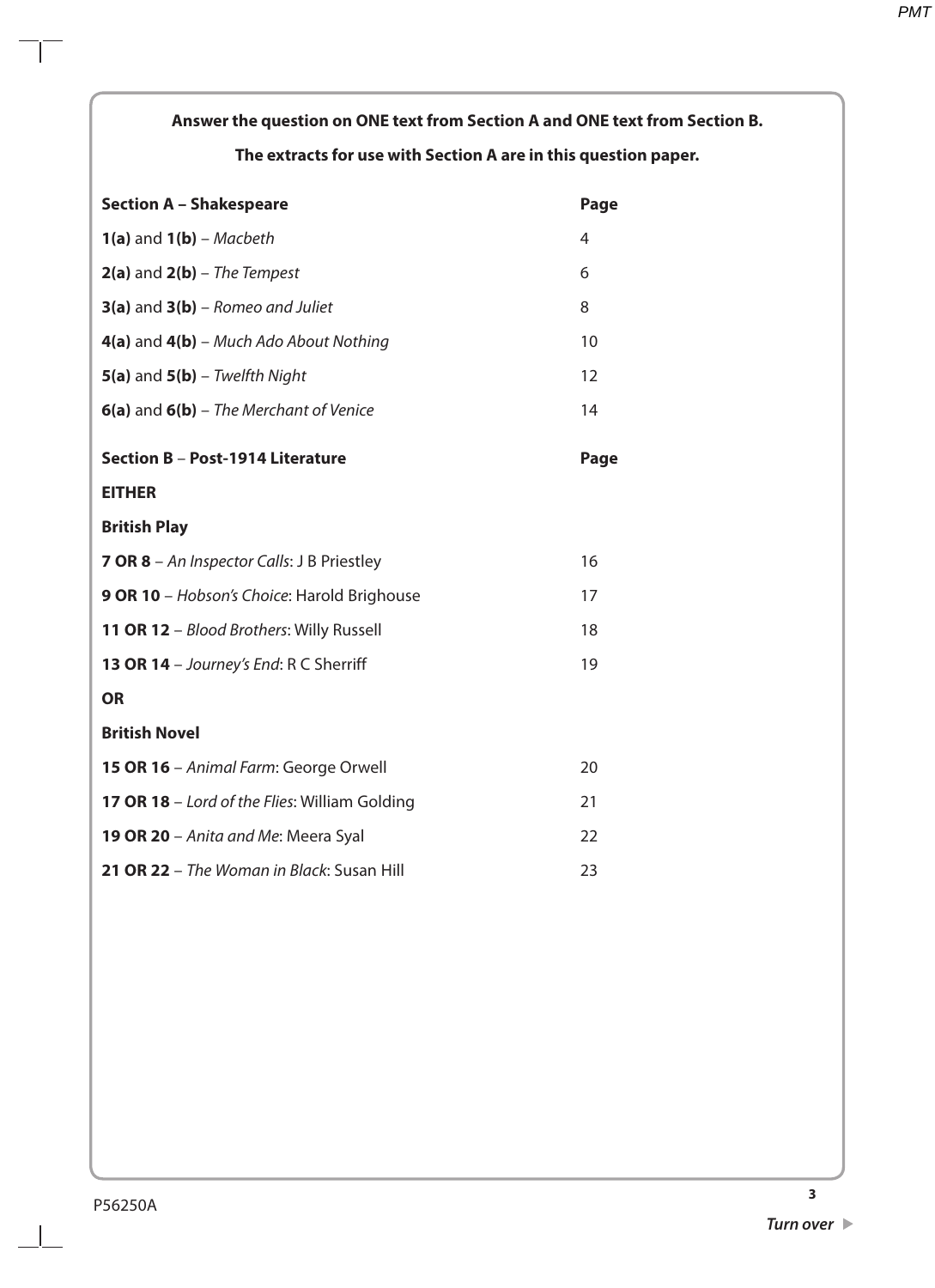**Answer the question on ONE text from Section A and ONE text from Section B.**

**The extracts for use with Section A are in this question paper.**

| **Section A – Shakespeare** | **Page** |
|---|---|
| **1(a)** and **1(b)** – *Macbeth* | 4 |
| **2(a)** and **2(b)** – *The Tempest* | 6 |
| **3(a)** and **3(b)** – *Romeo and Juliet* | 8 |
| **4(a)** and **4(b)** – *Much Ado About Nothing* | 10 |
| **5(a)** and **5(b)** – *Twelfth Night* | 12 |
| **6(a)** and **6(b)** – *The Merchant of Venice* | 14 |

| **Section B – Post-1914 Literature** | **Page** |
|---|---|
| **EITHER** | |
| **British Play** | |
| **7 OR 8** – *An Inspector Calls*: J B Priestley | 16 |
| **9 OR 10** – *Hobson's Choice*: Harold Brighouse | 17 |
| **11 OR 12** – *Blood Brothers*: Willy Russell | 18 |
| **13 OR 14** – *Journey's End*: R C Sherriff | 19 |
| **OR** | |
| **British Novel** | |
| **15 OR 16** – *Animal Farm*: George Orwell | 20 |
| **17 OR 18** – *Lord of the Flies*: William Golding | 21 |
| **19 OR 20** – *Anita and Me*: Meera Syal | 22 |
| **21 OR 22** – *The Woman in Black*: Susan Hill | 23 |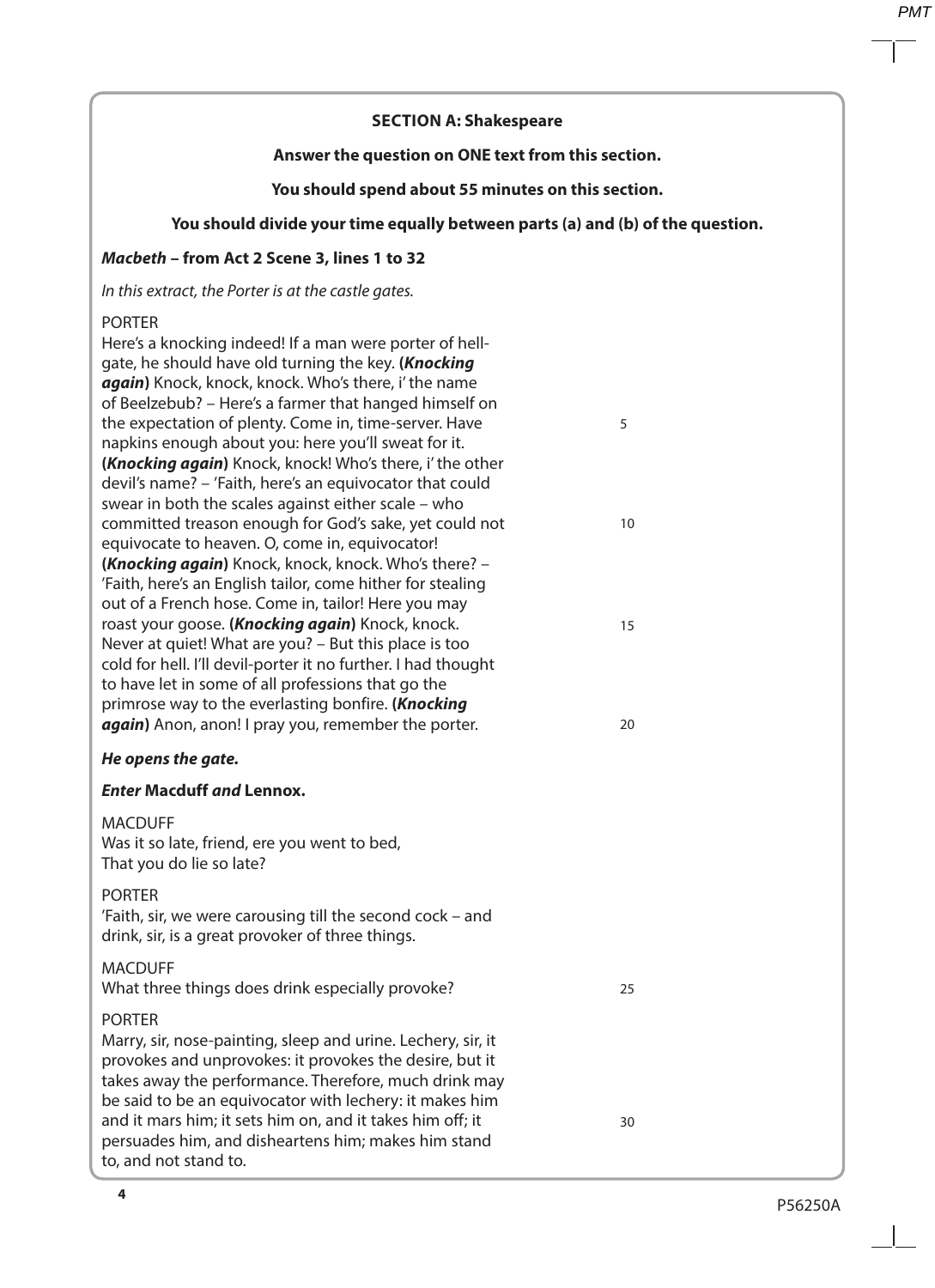**SECTION A: Shakespeare**

**Answer the question on ONE text from this section.**

**You should spend about 55 minutes on this section.**

**You should divide your time equally between parts (a) and (b) of the question.**

***Macbeth* – from Act 2 Scene 3, lines 1 to 32**

*In this extract, the Porter is at the castle gates.*

PORTER
Here's a knocking indeed! If a man were porter of hell-gate, he should have old turning the key. **(*Knocking again*)** Knock, knock, knock. Who's there, i' the name of Beelzebub? – Here's a farmer that hanged himself on the expectation of plenty. Come in, time-server. Have napkins enough about you: here you'll sweat for it. **(*Knocking again*)** Knock, knock! Who's there, i' the other devil's name? – 'Faith, here's an equivocator that could swear in both the scales against either scale – who committed treason enough for God's sake, yet could not equivocate to heaven. O, come in, equivocator! **(*Knocking again*)** Knock, knock, knock. Who's there? – 'Faith, here's an English tailor, come hither for stealing out of a French hose. Come in, tailor! Here you may roast your goose. **(*Knocking again*)** Knock, knock. Never at quiet! What are you? – But this place is too cold for hell. I'll devil-porter it no further. I had thought to have let in some of all professions that go the primrose way to the everlasting bonfire. **(*Knocking again*)** Anon, anon! I pray you, remember the porter.

***He opens the gate.***

***Enter* Macduff *and* Lennox.**

MACDUFF
Was it so late, friend, ere you went to bed,
That you do lie so late?

PORTER
'Faith, sir, we were carousing till the second cock – and drink, sir, is a great provoker of three things.

MACDUFF
What three things does drink especially provoke?

PORTER
Marry, sir, nose-painting, sleep and urine. Lechery, sir, it provokes and unprovokes: it provokes the desire, but it takes away the performance. Therefore, much drink may be said to be an equivocator with lechery: it makes him and it mars him; it sets him on, and it takes him off; it persuades him, and disheartens him; makes him stand to, and not stand to.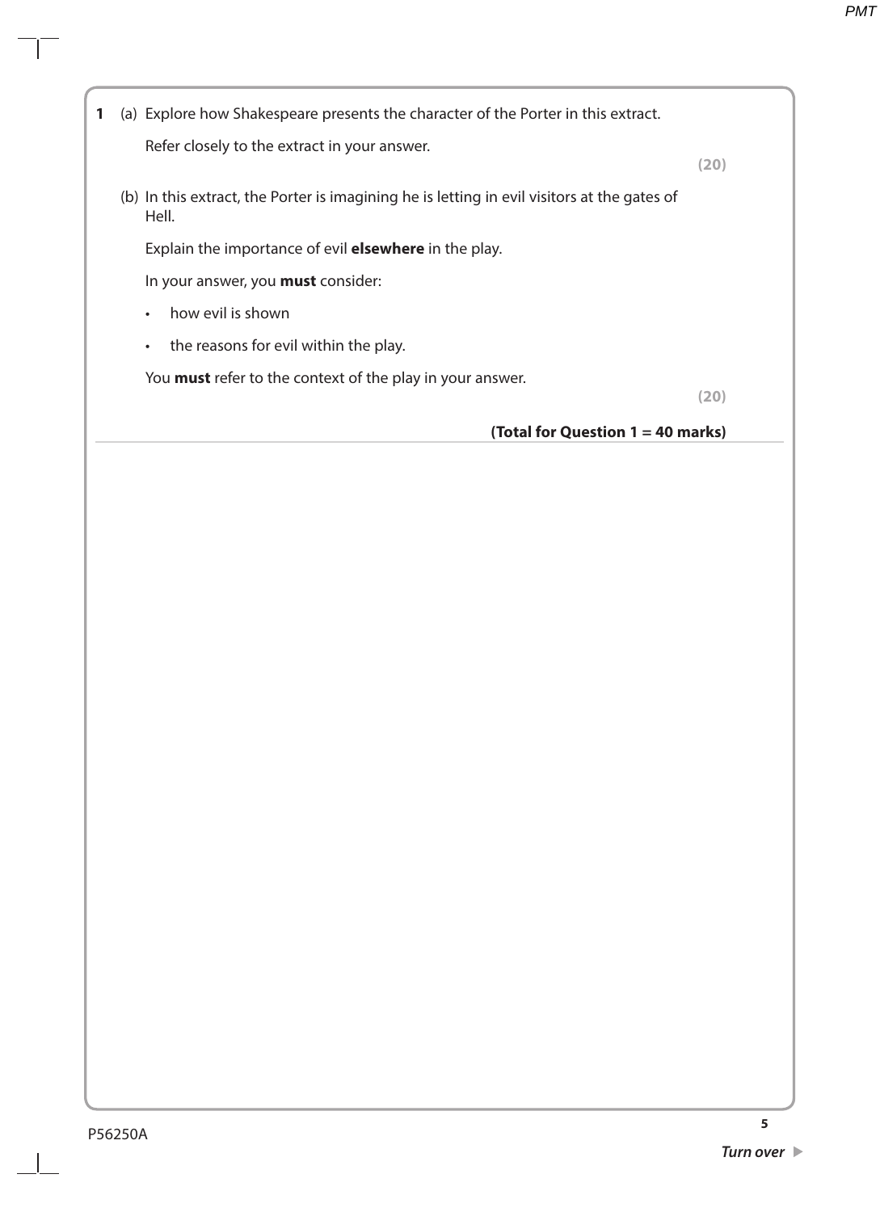**1** (a) Explore how Shakespeare presents the character of the Porter in this extract.

Refer closely to the extract in your answer.

**(20)**

(b) In this extract, the Porter is imagining he is letting in evil visitors at the gates of Hell.

Explain the importance of evil **elsewhere** in the play.

In your answer, you **must** consider:

- how evil is shown
- the reasons for evil within the play.

You **must** refer to the context of the play in your answer.

**(20)**

**(Total for Question 1 = 40 marks)**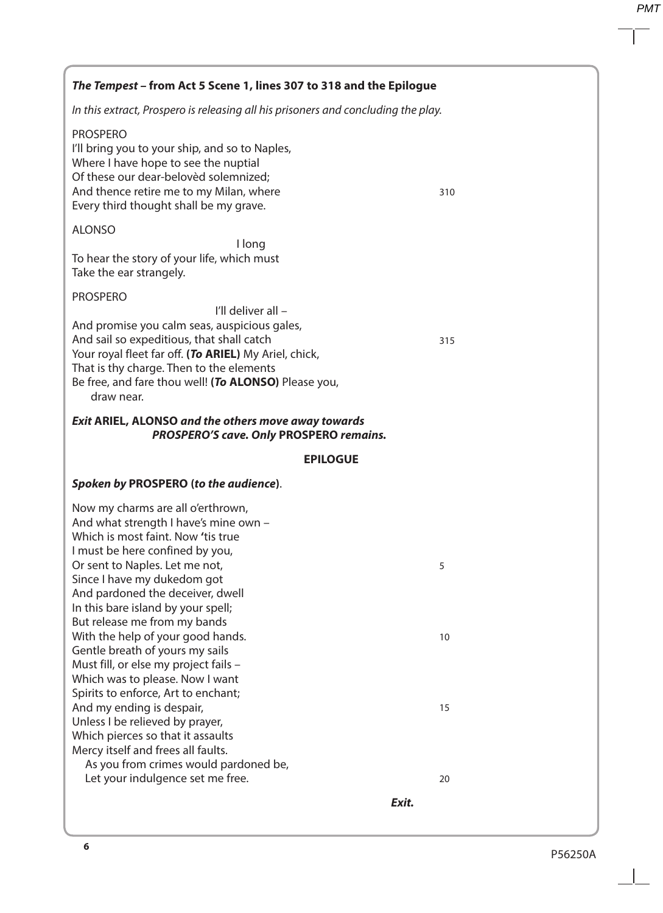## *The Tempest* – from Act 5 Scene 1, lines 307 to 318 and the Epilogue

*In this extract, Prospero is releasing all his prisoners and concluding the play.*

PROSPERO
I'll bring you to your ship, and so to Naples,
Where I have hope to see the nuptial
Of these our dear-belovèd solemnized;
And thence retire me to my Milan, where 310
Every third thought shall be my grave.

ALONSO
I long
To hear the story of your life, which must
Take the ear strangely.

PROSPERO
I'll deliver all –
And promise you calm seas, auspicious gales,
And sail so expeditious, that shall catch 315
Your royal fleet far off. (***To* ARIEL**) My Ariel, chick,
That is thy charge. Then to the elements
Be free, and fare thou well! (***To* ALONSO**) Please you,
draw near.

***Exit* ARIEL, ALONSO *and the others move away towards PROSPERO'S cave. Only* PROSPERO *remains.***

### EPILOGUE

***Spoken by* PROSPERO (*to the audience*).**

Now my charms are all o'erthrown,
And what strength I have's mine own –
Which is most faint. Now 'tis true
I must be here confined by you,
Or sent to Naples. Let me not, 5
Since I have my dukedom got
And pardoned the deceiver, dwell
In this bare island by your spell;
But release me from my bands
With the help of your good hands. 10
Gentle breath of yours my sails
Must fill, or else my project fails –
Which was to please. Now I want
Spirits to enforce, Art to enchant;
And my ending is despair, 15
Unless I be relieved by prayer,
Which pierces so that it assaults
Mercy itself and frees all faults.
As you from crimes would pardoned be,
Let your indulgence set me free. 20

***Exit.***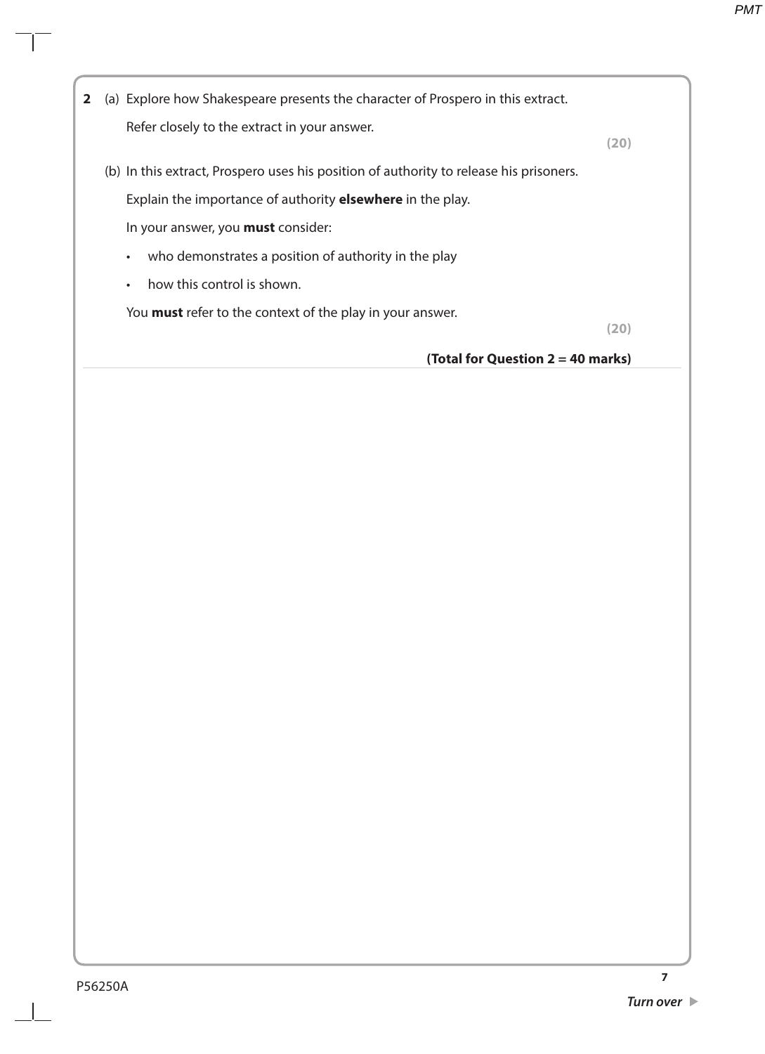**2** (a) Explore how Shakespeare presents the character of Prospero in this extract.

Refer closely to the extract in your answer.

**(20)**

(b) In this extract, Prospero uses his position of authority to release his prisoners.

Explain the importance of authority **elsewhere** in the play.

In your answer, you **must** consider:

- who demonstrates a position of authority in the play
- how this control is shown.

You **must** refer to the context of the play in your answer.

**(20)**

**(Total for Question 2 = 40 marks)**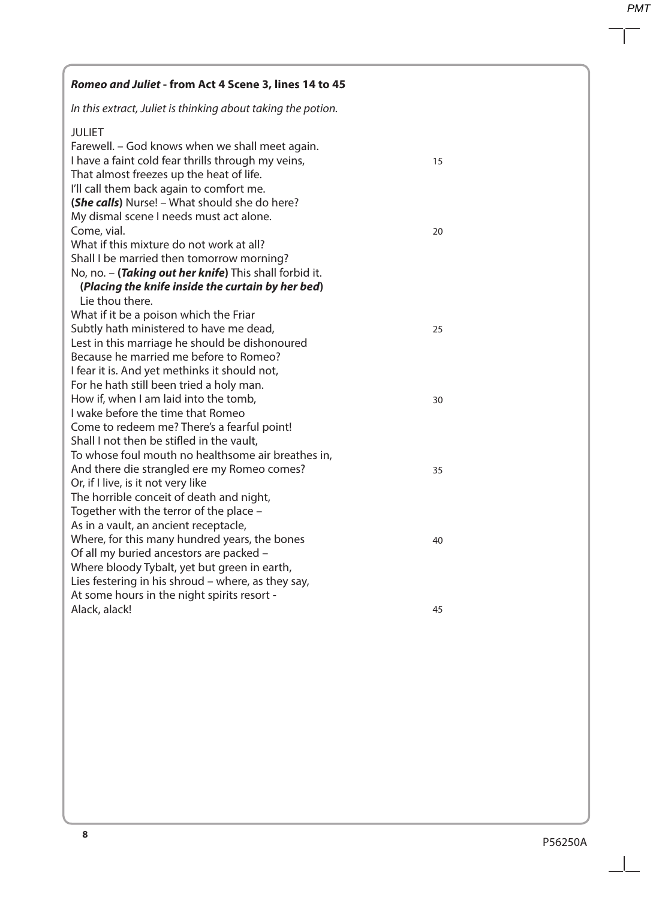### *Romeo and Juliet* - from Act 4 Scene 3, lines 14 to 45

*In this extract, Juliet is thinking about taking the potion.*

JULIET
Farewell. – God knows when we shall meet again.
I have a faint cold fear thrills through my veins, 15
That almost freezes up the heat of life.
I'll call them back again to comfort me.
**(*She calls*)** Nurse! – What should she do here?
My dismal scene I needs must act alone.
Come, vial. 20
What if this mixture do not work at all?
Shall I be married then tomorrow morning?
No, no. – **(*Taking out her knife*)** This shall forbid it.
**(*Placing the knife inside the curtain by her bed*)**
Lie thou there.
What if it be a poison which the Friar
Subtly hath ministered to have me dead, 25
Lest in this marriage he should be dishonoured
Because he married me before to Romeo?
I fear it is. And yet methinks it should not,
For he hath still been tried a holy man.
How if, when I am laid into the tomb, 30
I wake before the time that Romeo
Come to redeem me? There's a fearful point!
Shall I not then be stifled in the vault,
To whose foul mouth no healthsome air breathes in,
And there die strangled ere my Romeo comes? 35
Or, if I live, is it not very like
The horrible conceit of death and night,
Together with the terror of the place –
As in a vault, an ancient receptacle,
Where, for this many hundred years, the bones 40
Of all my buried ancestors are packed –
Where bloody Tybalt, yet but green in earth,
Lies festering in his shroud – where, as they say,
At some hours in the night spirits resort -
Alack, alack! 45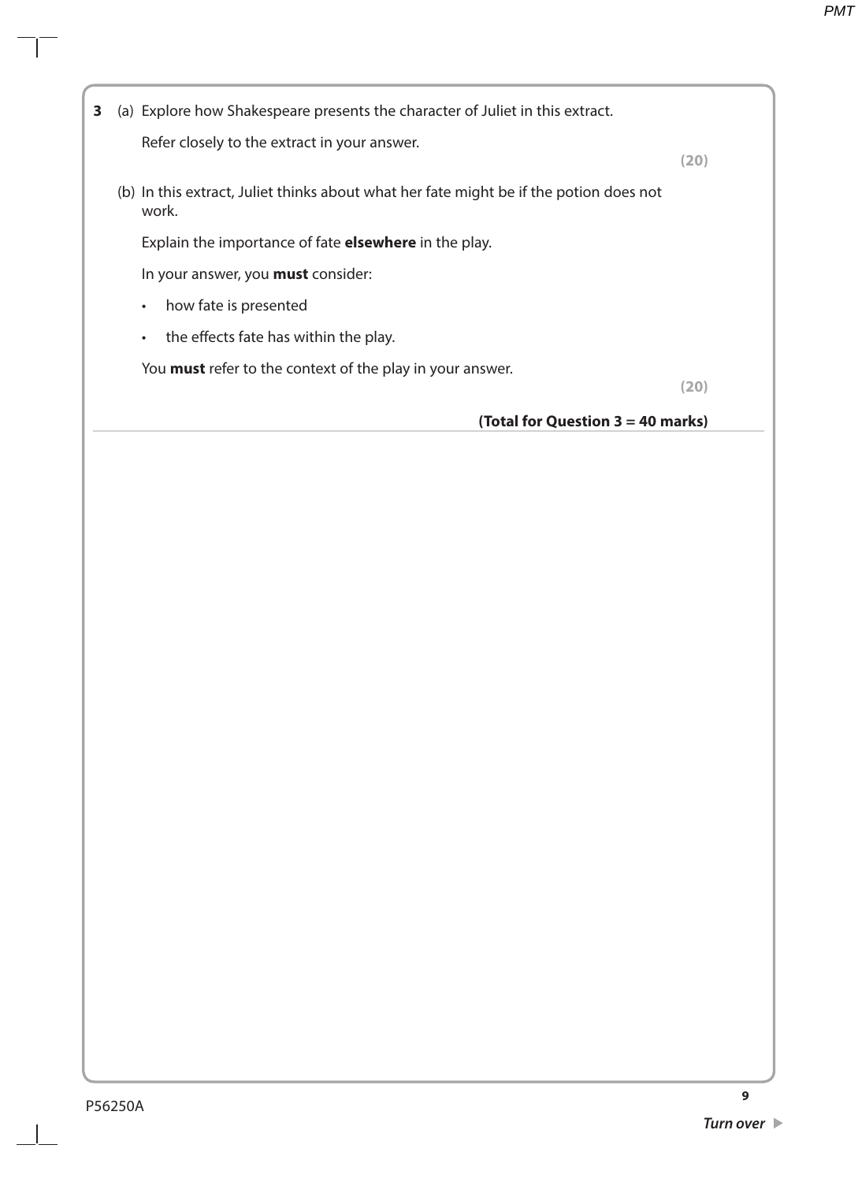**3** (a) Explore how Shakespeare presents the character of Juliet in this extract.

Refer closely to the extract in your answer.

**(20)**

(b) In this extract, Juliet thinks about what her fate might be if the potion does not work.

Explain the importance of fate **elsewhere** in the play.

In your answer, you **must** consider:

- how fate is presented
- the effects fate has within the play.

You **must** refer to the context of the play in your answer.

**(20)**

**(Total for Question 3 = 40 marks)**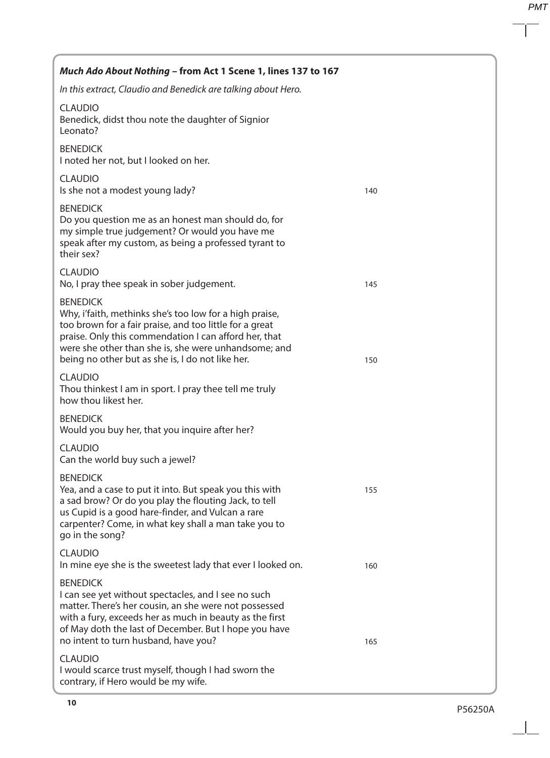***Much Ado About Nothing* – from Act 1 Scene 1, lines 137 to 167**

*In this extract, Claudio and Benedick are talking about Hero.*

CLAUDIO
Benedick, didst thou note the daughter of Signior Leonato?

BENEDICK
I noted her not, but I looked on her.

CLAUDIO
Is she not a modest young lady? 140

BENEDICK
Do you question me as an honest man should do, for my simple true judgement? Or would you have me speak after my custom, as being a professed tyrant to their sex?

CLAUDIO
No, I pray thee speak in sober judgement. 145

BENEDICK
Why, i'faith, methinks she's too low for a high praise, too brown for a fair praise, and too little for a great praise. Only this commendation I can afford her, that were she other than she is, she were unhandsome; and being no other but as she is, I do not like her. 150

CLAUDIO
Thou thinkest I am in sport. I pray thee tell me truly how thou likest her.

BENEDICK
Would you buy her, that you inquire after her?

CLAUDIO
Can the world buy such a jewel?

BENEDICK
Yea, and a case to put it into. But speak you this with 155 a sad brow? Or do you play the flouting Jack, to tell us Cupid is a good hare-finder, and Vulcan a rare carpenter? Come, in what key shall a man take you to go in the song?

CLAUDIO
In mine eye she is the sweetest lady that ever I looked on. 160

BENEDICK
I can see yet without spectacles, and I see no such matter. There's her cousin, an she were not possessed with a fury, exceeds her as much in beauty as the first of May doth the last of December. But I hope you have no intent to turn husband, have you? 165

CLAUDIO
I would scarce trust myself, though I had sworn the contrary, if Hero would be my wife.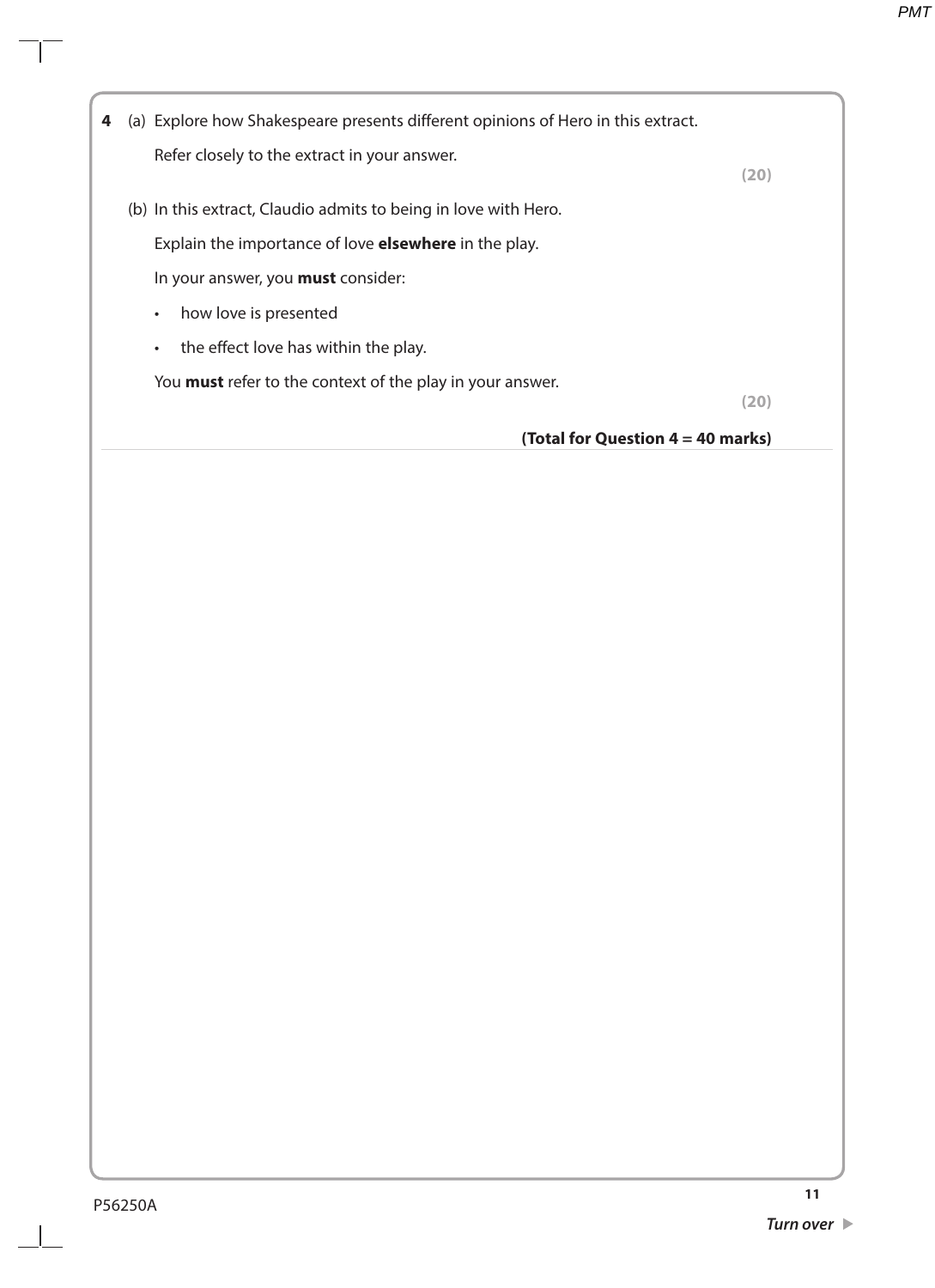**4** (a) Explore how Shakespeare presents different opinions of Hero in this extract.

Refer closely to the extract in your answer.

**(20)**

(b) In this extract, Claudio admits to being in love with Hero.

Explain the importance of love **elsewhere** in the play.

In your answer, you **must** consider:

- how love is presented
- the effect love has within the play.

You **must** refer to the context of the play in your answer.

**(20)**

**(Total for Question 4 = 40 marks)**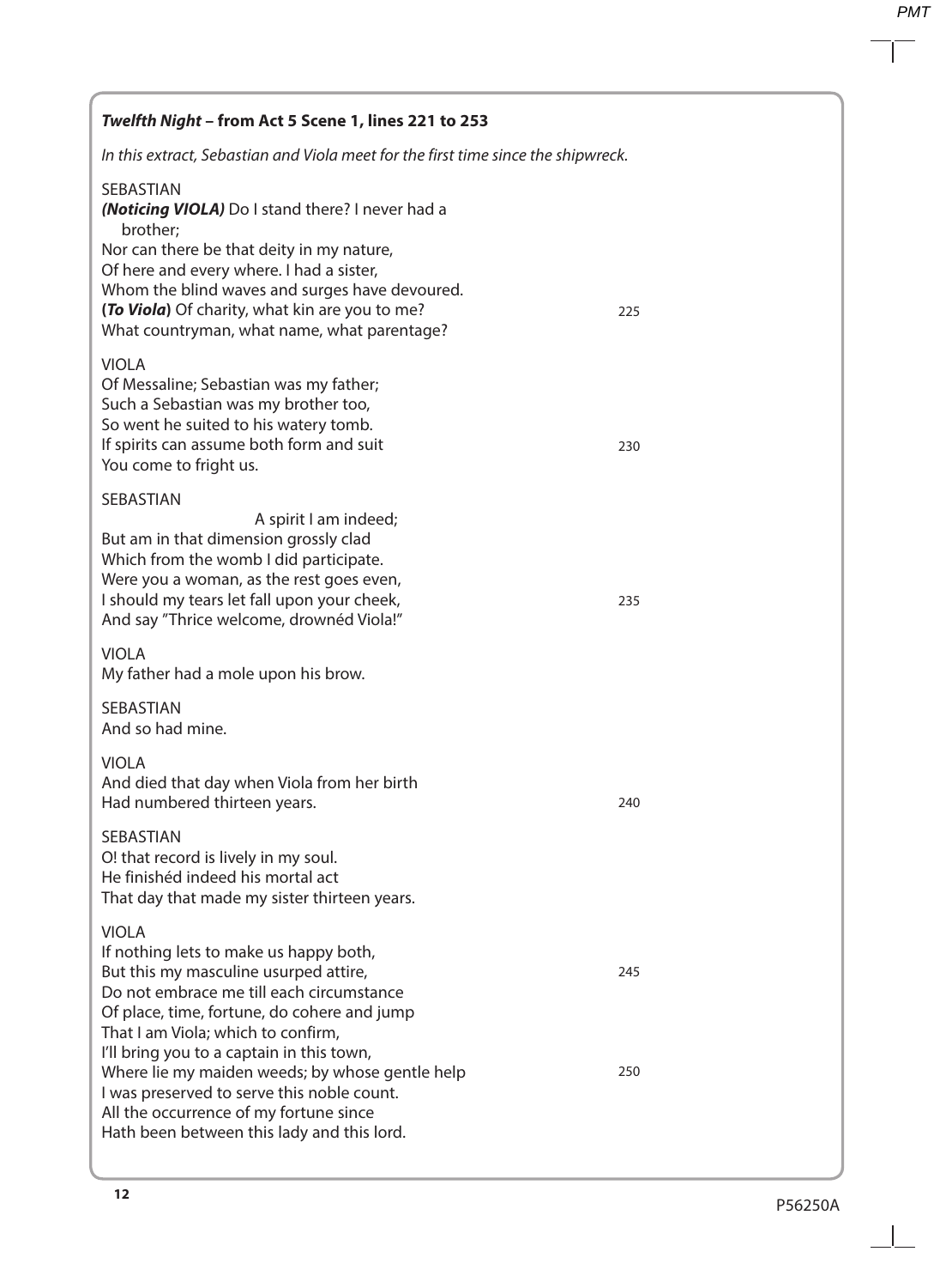***Twelfth Night* – from Act 5 Scene 1, lines 221 to 253**

*In this extract, Sebastian and Viola meet for the first time since the shipwreck.*

SEBASTIAN
***(Noticing VIOLA)*** Do I stand there? I never had a brother;
Nor can there be that deity in my nature,
Of here and every where. I had a sister,
Whom the blind waves and surges have devoured.
**(*To Viola*)** Of charity, what kin are you to me? 225
What countryman, what name, what parentage?

VIOLA
Of Messaline; Sebastian was my father;
Such a Sebastian was my brother too,
So went he suited to his watery tomb.
If spirits can assume both form and suit 230
You come to fright us.

SEBASTIAN
A spirit I am indeed;
But am in that dimension grossly clad
Which from the womb I did participate.
Were you a woman, as the rest goes even,
I should my tears let fall upon your cheek, 235
And say "Thrice welcome, drownéd Viola!"

VIOLA
My father had a mole upon his brow.

SEBASTIAN
And so had mine.

VIOLA
And died that day when Viola from her birth
Had numbered thirteen years. 240

SEBASTIAN
O! that record is lively in my soul.
He finishéd indeed his mortal act
That day that made my sister thirteen years.

VIOLA
If nothing lets to make us happy both,
But this my masculine usurped attire, 245
Do not embrace me till each circumstance
Of place, time, fortune, do cohere and jump
That I am Viola; which to confirm,
I'll bring you to a captain in this town,
Where lie my maiden weeds; by whose gentle help 250
I was preserved to serve this noble count.
All the occurrence of my fortune since
Hath been between this lady and this lord.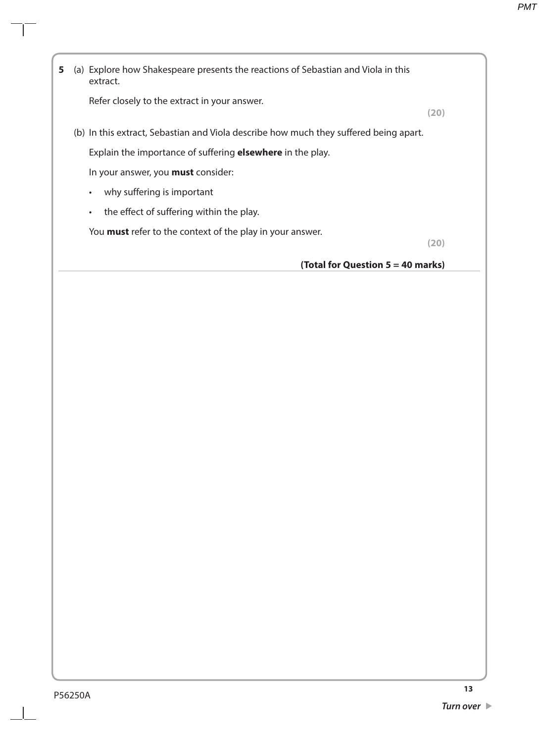**5** (a) Explore how Shakespeare presents the reactions of Sebastian and Viola in this extract.

Refer closely to the extract in your answer.

**(20)**

(b) In this extract, Sebastian and Viola describe how much they suffered being apart.

Explain the importance of suffering **elsewhere** in the play.

In your answer, you **must** consider:

- why suffering is important
- the effect of suffering within the play.

You **must** refer to the context of the play in your answer.

**(20)**

**(Total for Question 5 = 40 marks)**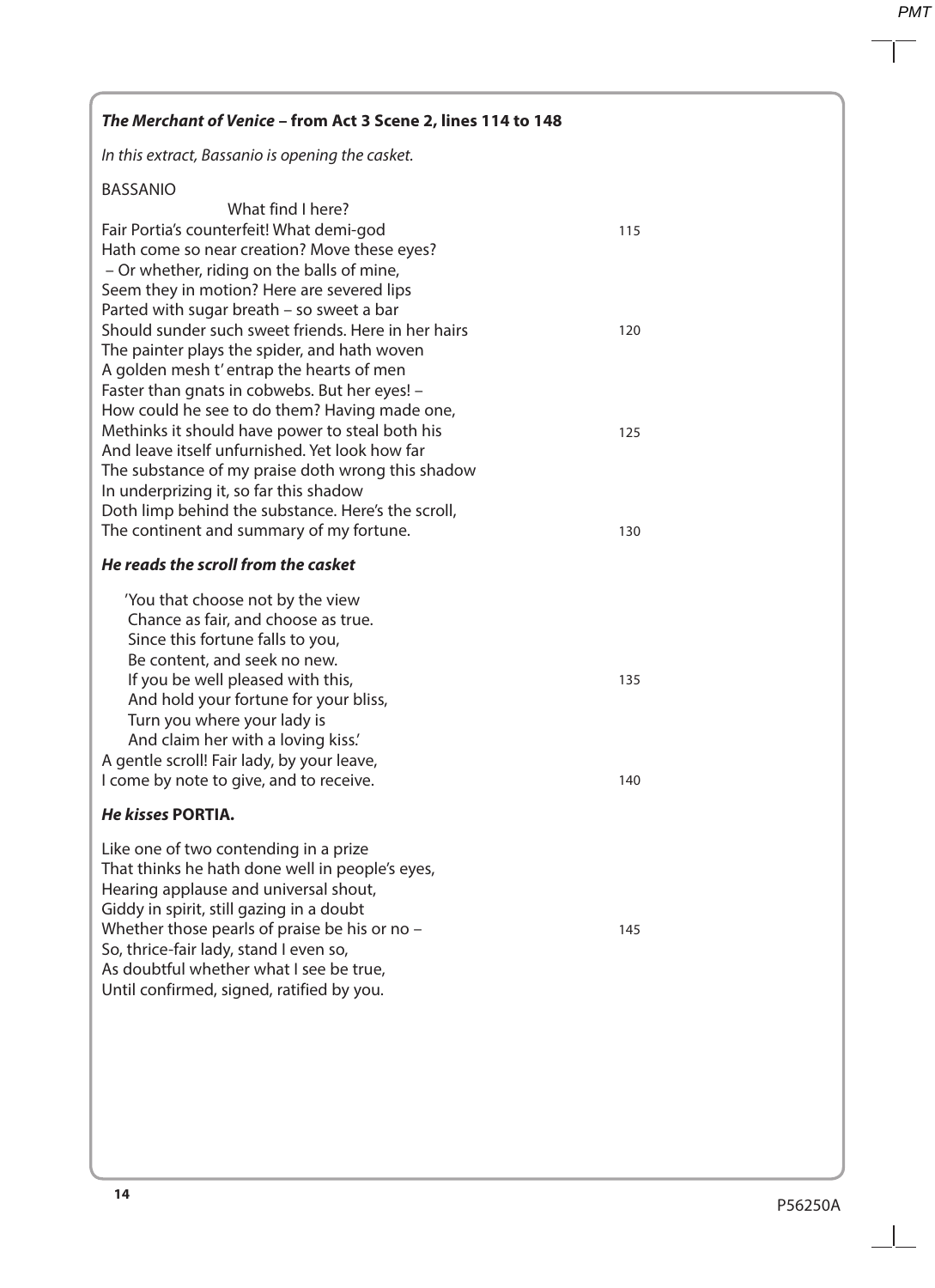***The Merchant of Venice* – from Act 3 Scene 2, lines 114 to 148**

*In this extract, Bassanio is opening the casket.*

BASSANIO

What find I here?
Fair Portia's counterfeit! What demi-god  115
Hath come so near creation? Move these eyes?
– Or whether, riding on the balls of mine,
Seem they in motion? Here are severed lips
Parted with sugar breath – so sweet a bar
Should sunder such sweet friends. Here in her hairs  120
The painter plays the spider, and hath woven
A golden mesh t' entrap the hearts of men
Faster than gnats in cobwebs. But her eyes! –
How could he see to do them? Having made one,
Methinks it should have power to steal both his  125
And leave itself unfurnished. Yet look how far
The substance of my praise doth wrong this shadow
In underprizing it, so far this shadow
Doth limp behind the substance. Here's the scroll,
The continent and summary of my fortune.  130

***He reads the scroll from the casket***

'You that choose not by the view
Chance as fair, and choose as true.
Since this fortune falls to you,
Be content, and seek no new.
If you be well pleased with this,  135
And hold your fortune for your bliss,
Turn you where your lady is
And claim her with a loving kiss.'
A gentle scroll! Fair lady, by your leave,
I come by note to give, and to receive.  140

***He kisses* PORTIA.**

Like one of two contending in a prize
That thinks he hath done well in people's eyes,
Hearing applause and universal shout,
Giddy in spirit, still gazing in a doubt
Whether those pearls of praise be his or no –  145
So, thrice-fair lady, stand I even so,
As doubtful whether what I see be true,
Until confirmed, signed, ratified by you.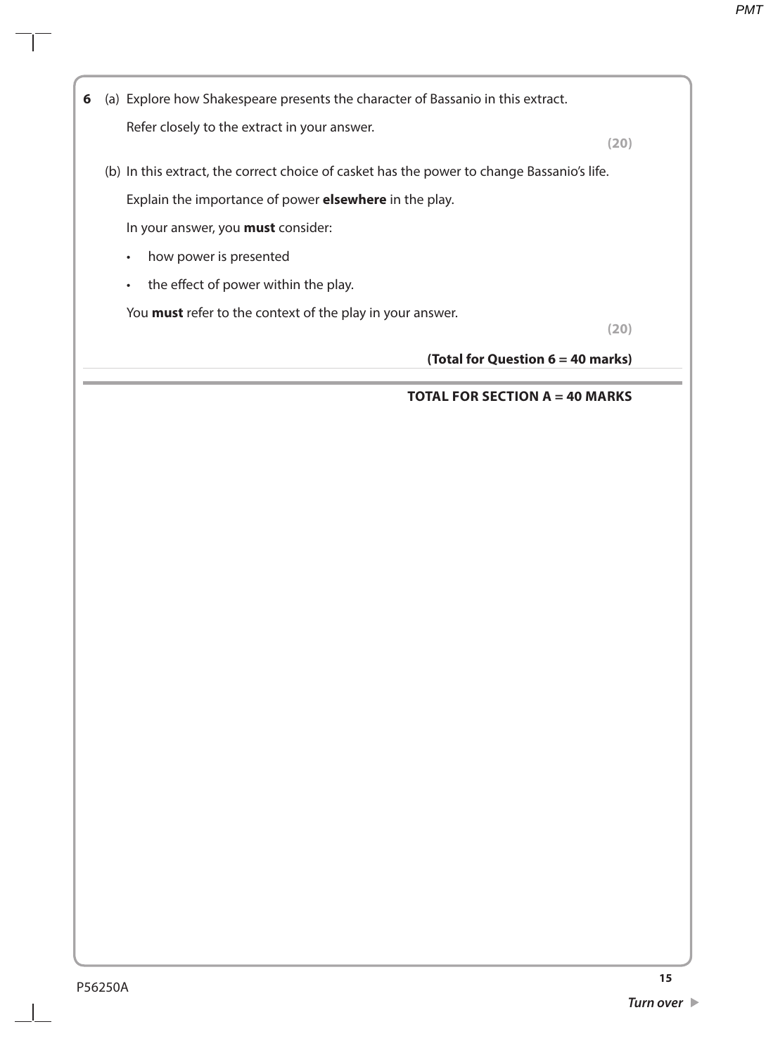**6** (a) Explore how Shakespeare presents the character of Bassanio in this extract.

Refer closely to the extract in your answer.

**(20)**

(b) In this extract, the correct choice of casket has the power to change Bassanio's life.

Explain the importance of power **elsewhere** in the play.

In your answer, you **must** consider:

- how power is presented
- the effect of power within the play.

You **must** refer to the context of the play in your answer.

**(20)**

**(Total for Question 6 = 40 marks)**

**TOTAL FOR SECTION A = 40 MARKS**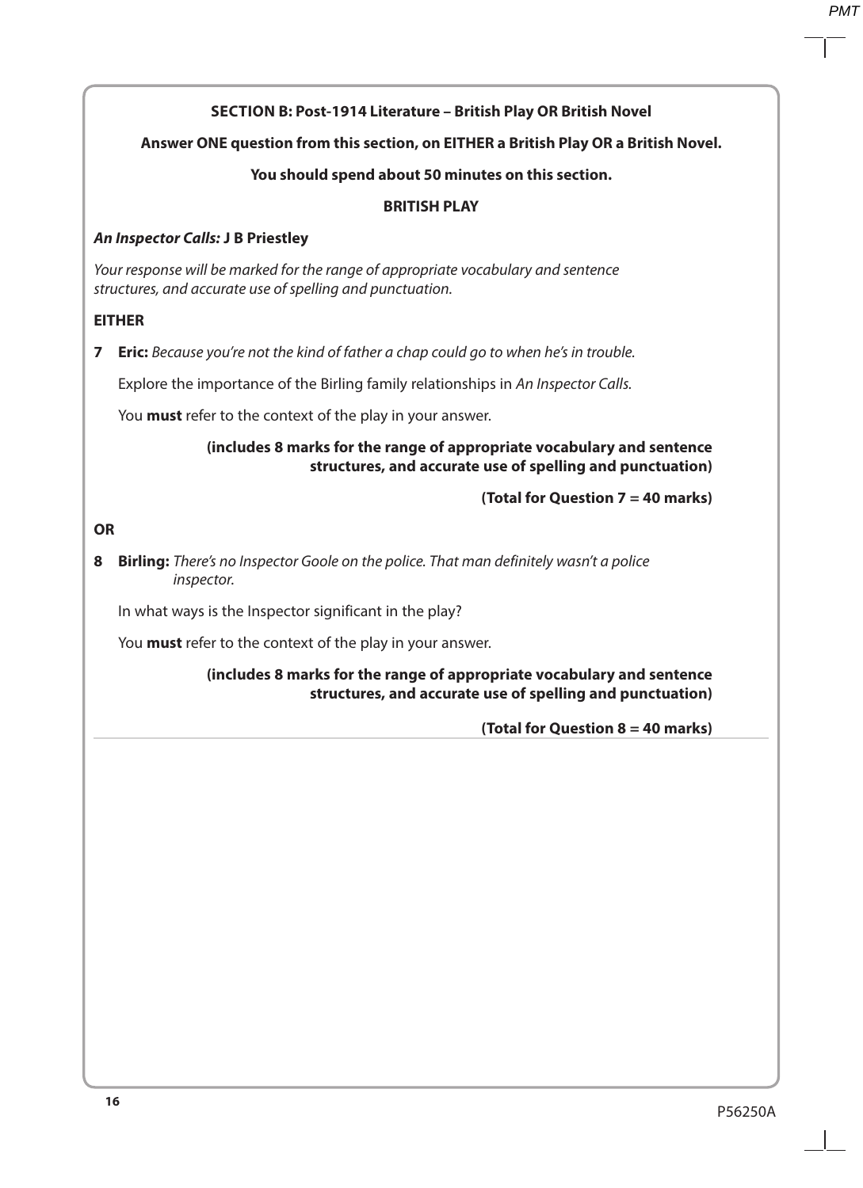**SECTION B: Post-1914 Literature – British Play OR British Novel**

**Answer ONE question from this section, on EITHER a British Play OR a British Novel.**

**You should spend about 50 minutes on this section.**

**BRITISH PLAY**

***An Inspector Calls:* J B Priestley**

*Your response will be marked for the range of appropriate vocabulary and sentence structures, and accurate use of spelling and punctuation.*

**EITHER**

**7** **Eric:** *Because you're not the kind of father a chap could go to when he's in trouble.*

Explore the importance of the Birling family relationships in *An Inspector Calls.*

You **must** refer to the context of the play in your answer.

**(includes 8 marks for the range of appropriate vocabulary and sentence structures, and accurate use of spelling and punctuation)**

**(Total for Question 7 = 40 marks)**

**OR**

**8** **Birling:** *There's no Inspector Goole on the police. That man definitely wasn't a police inspector.*

In what ways is the Inspector significant in the play?

You **must** refer to the context of the play in your answer.

**(includes 8 marks for the range of appropriate vocabulary and sentence structures, and accurate use of spelling and punctuation)**

**(Total for Question 8 = 40 marks)**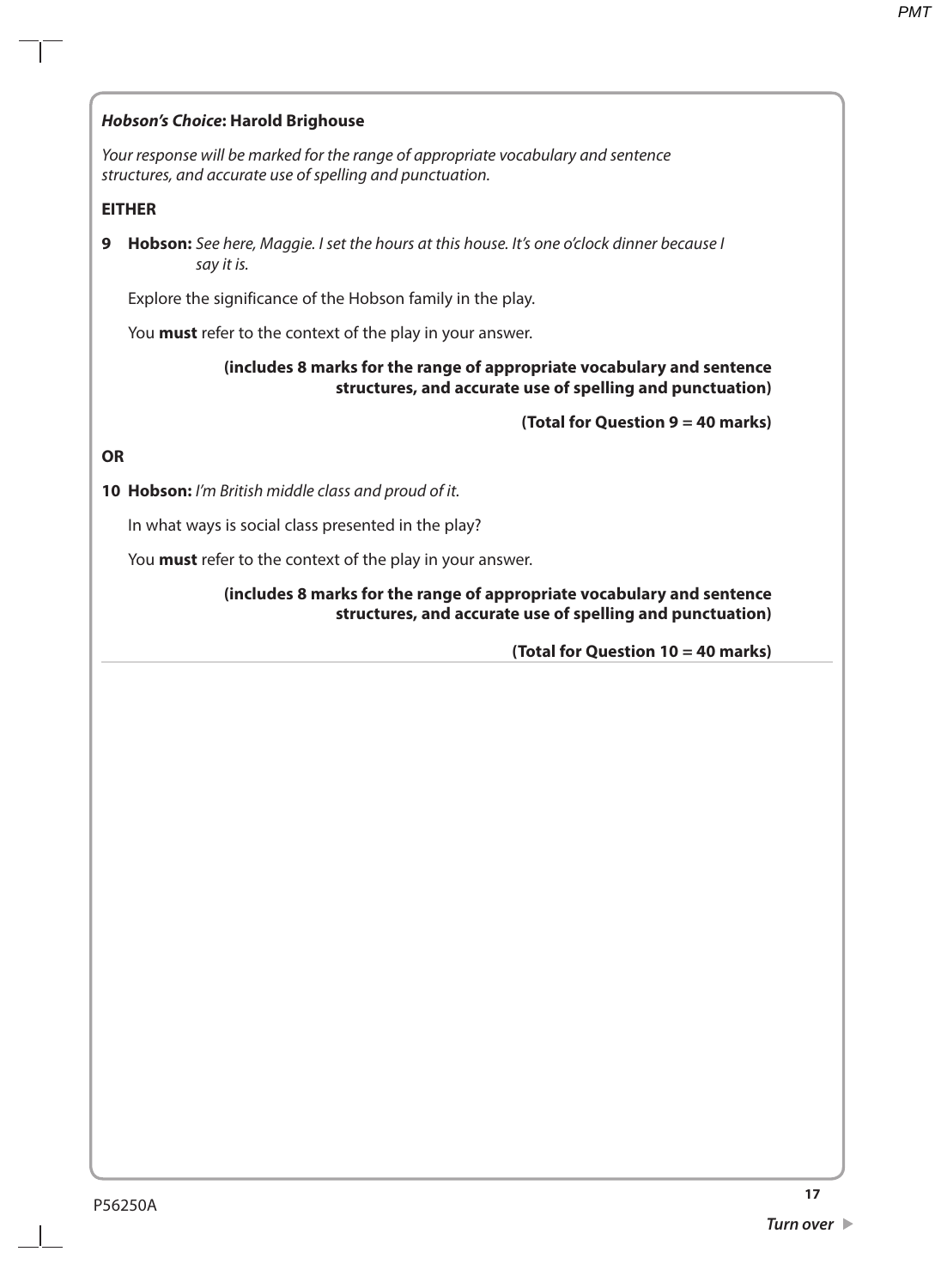## *Hobson's Choice*: Harold Brighouse

*Your response will be marked for the range of appropriate vocabulary and sentence structures, and accurate use of spelling and punctuation.*

**EITHER**

**9** **Hobson:** *See here, Maggie. I set the hours at this house. It's one o'clock dinner because I say it is.*

Explore the significance of the Hobson family in the play.

You **must** refer to the context of the play in your answer.

**(includes 8 marks for the range of appropriate vocabulary and sentence structures, and accurate use of spelling and punctuation)**

**(Total for Question 9 = 40 marks)**

**OR**

**10** **Hobson:** *I'm British middle class and proud of it.*

In what ways is social class presented in the play?

You **must** refer to the context of the play in your answer.

**(includes 8 marks for the range of appropriate vocabulary and sentence structures, and accurate use of spelling and punctuation)**

**(Total for Question 10 = 40 marks)**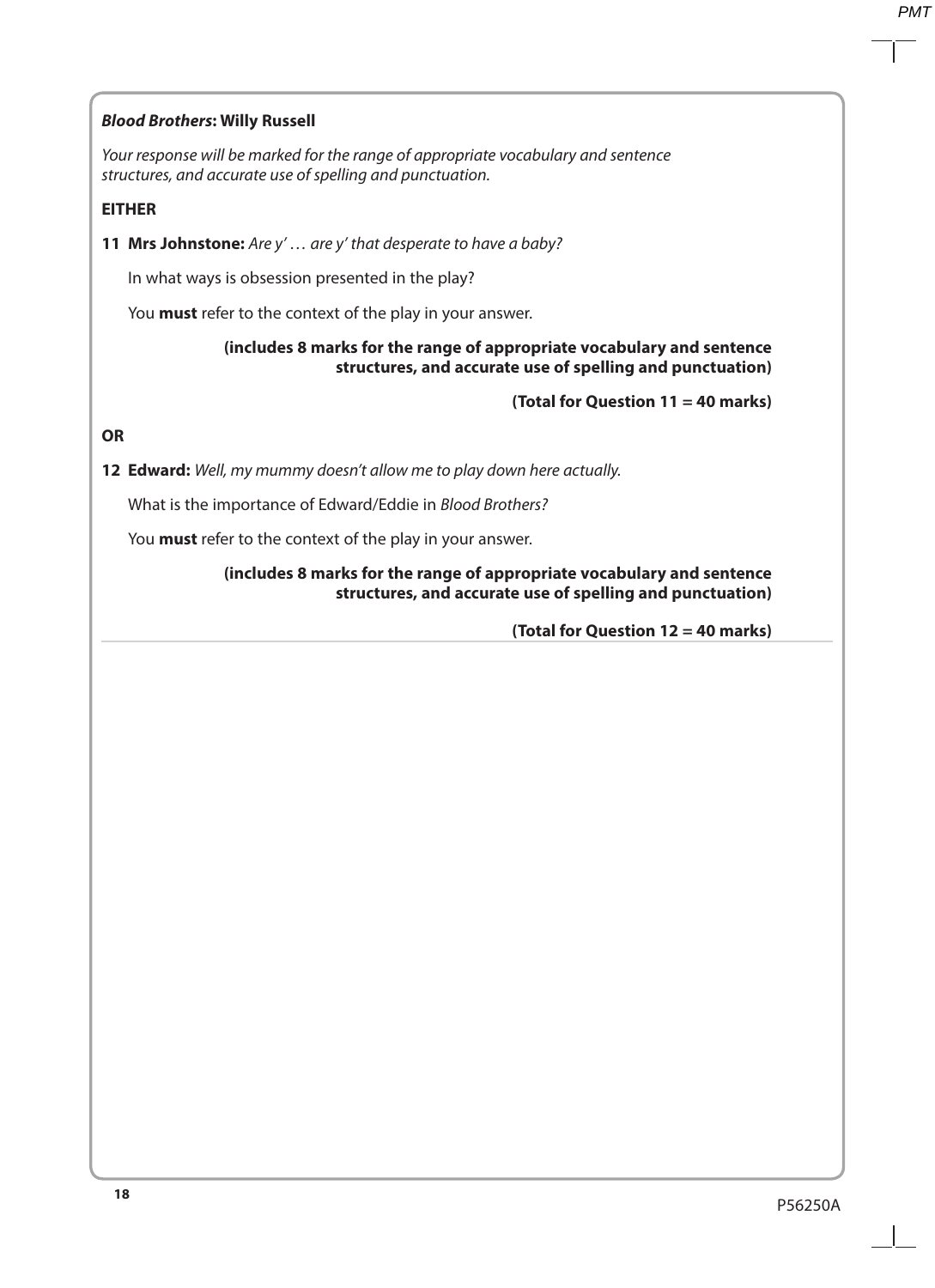***Blood Brothers*: Willy Russell**

*Your response will be marked for the range of appropriate vocabulary and sentence structures, and accurate use of spelling and punctuation.*

**EITHER**

**11** **Mrs Johnstone:** *Are y' … are y' that desperate to have a baby?*

In what ways is obsession presented in the play?

You **must** refer to the context of the play in your answer.

**(includes 8 marks for the range of appropriate vocabulary and sentence structures, and accurate use of spelling and punctuation)**

**(Total for Question 11 = 40 marks)**

**OR**

**12** **Edward:** *Well, my mummy doesn't allow me to play down here actually.*

What is the importance of Edward/Eddie in *Blood Brothers?*

You **must** refer to the context of the play in your answer.

**(includes 8 marks for the range of appropriate vocabulary and sentence structures, and accurate use of spelling and punctuation)**

**(Total for Question 12 = 40 marks)**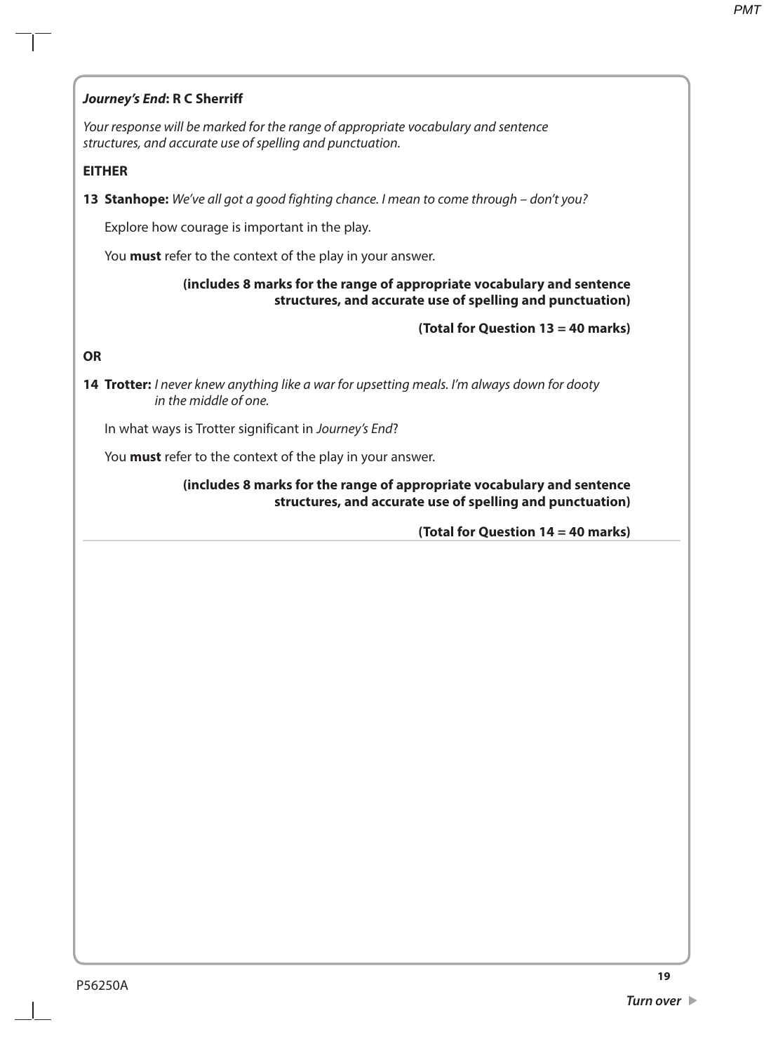## *Journey's End*: R C Sherriff

*Your response will be marked for the range of appropriate vocabulary and sentence structures, and accurate use of spelling and punctuation.*

**EITHER**

**13** **Stanhope:** *We've all got a good fighting chance. I mean to come through – don't you?*

Explore how courage is important in the play.

You **must** refer to the context of the play in your answer.

**(includes 8 marks for the range of appropriate vocabulary and sentence structures, and accurate use of spelling and punctuation)**

**(Total for Question 13 = 40 marks)**

**OR**

**14** **Trotter:** *I never knew anything like a war for upsetting meals. I'm always down for dooty in the middle of one.*

In what ways is Trotter significant in *Journey's End*?

You **must** refer to the context of the play in your answer.

**(includes 8 marks for the range of appropriate vocabulary and sentence structures, and accurate use of spelling and punctuation)**

**(Total for Question 14 = 40 marks)**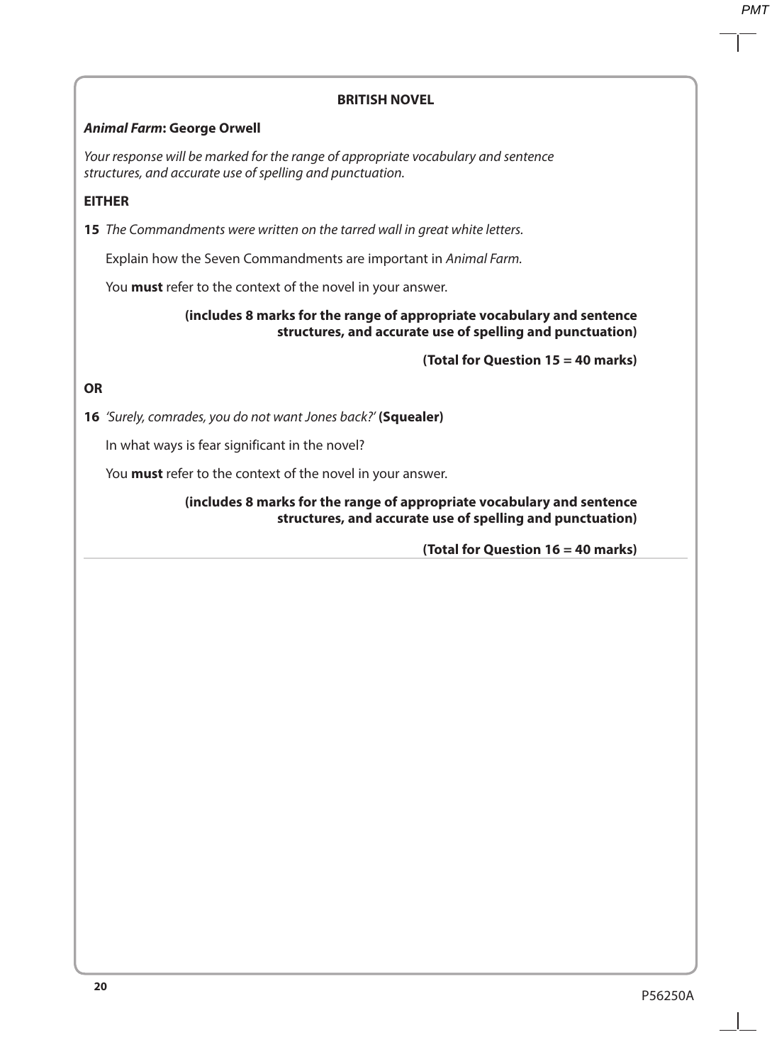## BRITISH NOVEL

***Animal Farm*: George Orwell**

*Your response will be marked for the range of appropriate vocabulary and sentence structures, and accurate use of spelling and punctuation.*

**EITHER**

**15** *The Commandments were written on the tarred wall in great white letters.*

Explain how the Seven Commandments are important in *Animal Farm.*

You **must** refer to the context of the novel in your answer.

**(includes 8 marks for the range of appropriate vocabulary and sentence structures, and accurate use of spelling and punctuation)**

**(Total for Question 15 = 40 marks)**

**OR**

**16** *'Surely, comrades, you do not want Jones back?'* **(Squealer)**

In what ways is fear significant in the novel?

You **must** refer to the context of the novel in your answer.

**(includes 8 marks for the range of appropriate vocabulary and sentence structures, and accurate use of spelling and punctuation)**

**(Total for Question 16 = 40 marks)**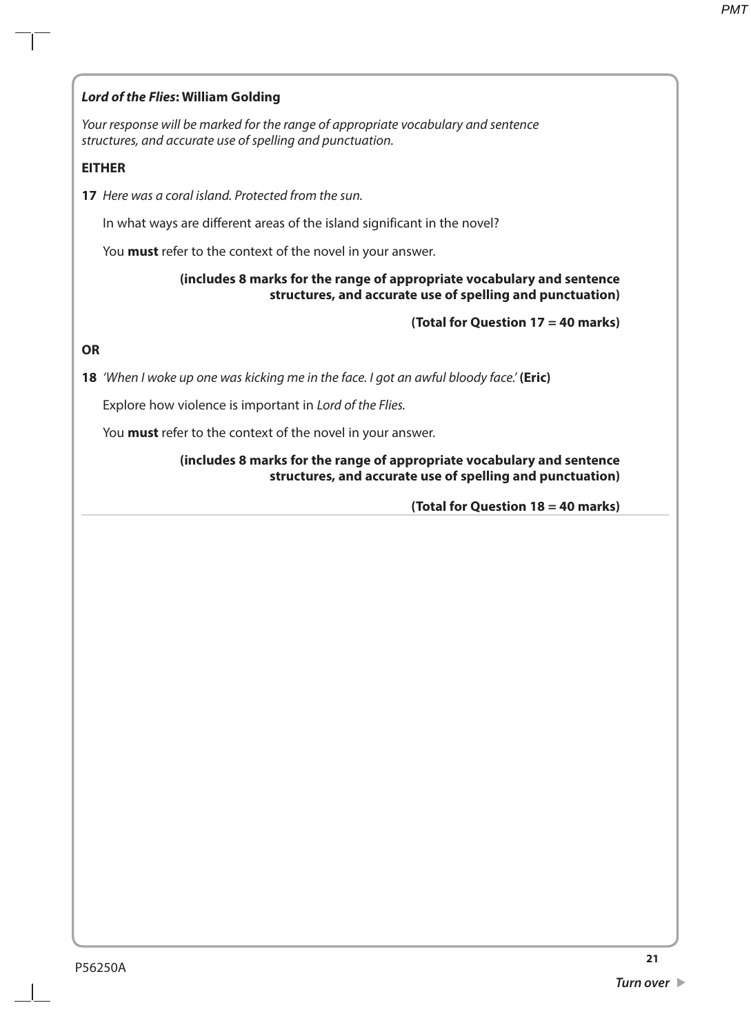## *Lord of the Flies*: William Golding

*Your response will be marked for the range of appropriate vocabulary and sentence structures, and accurate use of spelling and punctuation.*

**EITHER**

**17** *Here was a coral island. Protected from the sun.*

In what ways are different areas of the island significant in the novel?

You **must** refer to the context of the novel in your answer.

**(includes 8 marks for the range of appropriate vocabulary and sentence structures, and accurate use of spelling and punctuation)**

**(Total for Question 17 = 40 marks)**

**OR**

**18** *'When I woke up one was kicking me in the face. I got an awful bloody face.'* **(Eric)**

Explore how violence is important in *Lord of the Flies.*

You **must** refer to the context of the novel in your answer.

**(includes 8 marks for the range of appropriate vocabulary and sentence structures, and accurate use of spelling and punctuation)**

**(Total for Question 18 = 40 marks)**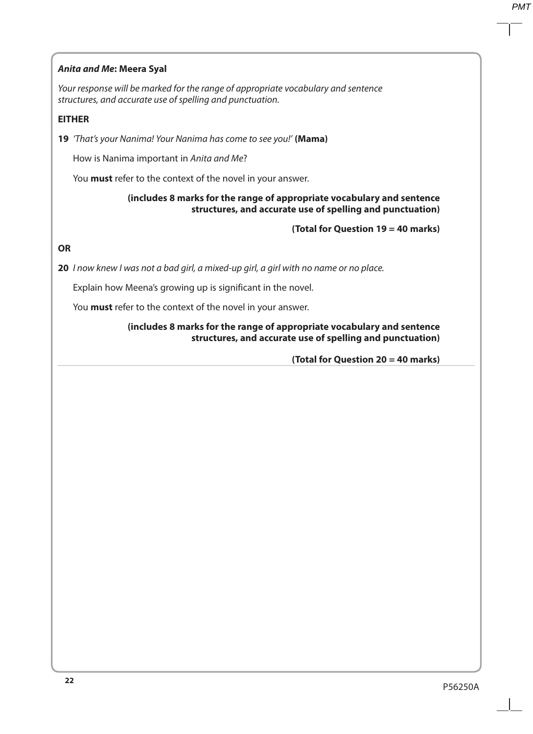***Anita and Me*: Meera Syal**

*Your response will be marked for the range of appropriate vocabulary and sentence structures, and accurate use of spelling and punctuation.*

**EITHER**

**19** *'That's your Nanima! Your Nanima has come to see you!'* **(Mama)**

How is Nanima important in *Anita and Me*?

You **must** refer to the context of the novel in your answer.

**(includes 8 marks for the range of appropriate vocabulary and sentence structures, and accurate use of spelling and punctuation)**

**(Total for Question 19 = 40 marks)**

**OR**

**20** *I now knew I was not a bad girl, a mixed-up girl, a girl with no name or no place.*

Explain how Meena's growing up is significant in the novel.

You **must** refer to the context of the novel in your answer.

**(includes 8 marks for the range of appropriate vocabulary and sentence structures, and accurate use of spelling and punctuation)**

**(Total for Question 20 = 40 marks)**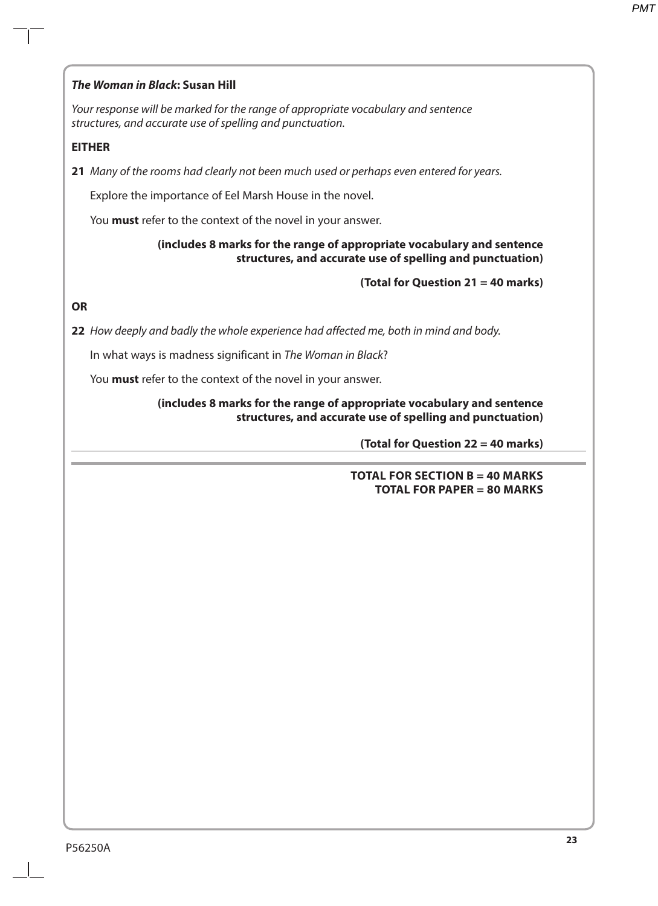## *The Woman in Black*: Susan Hill

*Your response will be marked for the range of appropriate vocabulary and sentence structures, and accurate use of spelling and punctuation.*

**EITHER**

**21** *Many of the rooms had clearly not been much used or perhaps even entered for years.*

Explore the importance of Eel Marsh House in the novel.

You **must** refer to the context of the novel in your answer.

**(includes 8 marks for the range of appropriate vocabulary and sentence structures, and accurate use of spelling and punctuation)**

**(Total for Question 21 = 40 marks)**

**OR**

**22** *How deeply and badly the whole experience had affected me, both in mind and body.*

In what ways is madness significant in *The Woman in Black*?

You **must** refer to the context of the novel in your answer.

**(includes 8 marks for the range of appropriate vocabulary and sentence structures, and accurate use of spelling and punctuation)**

**(Total for Question 22 = 40 marks)**

**TOTAL FOR SECTION B = 40 MARKS**
**TOTAL FOR PAPER = 80 MARKS**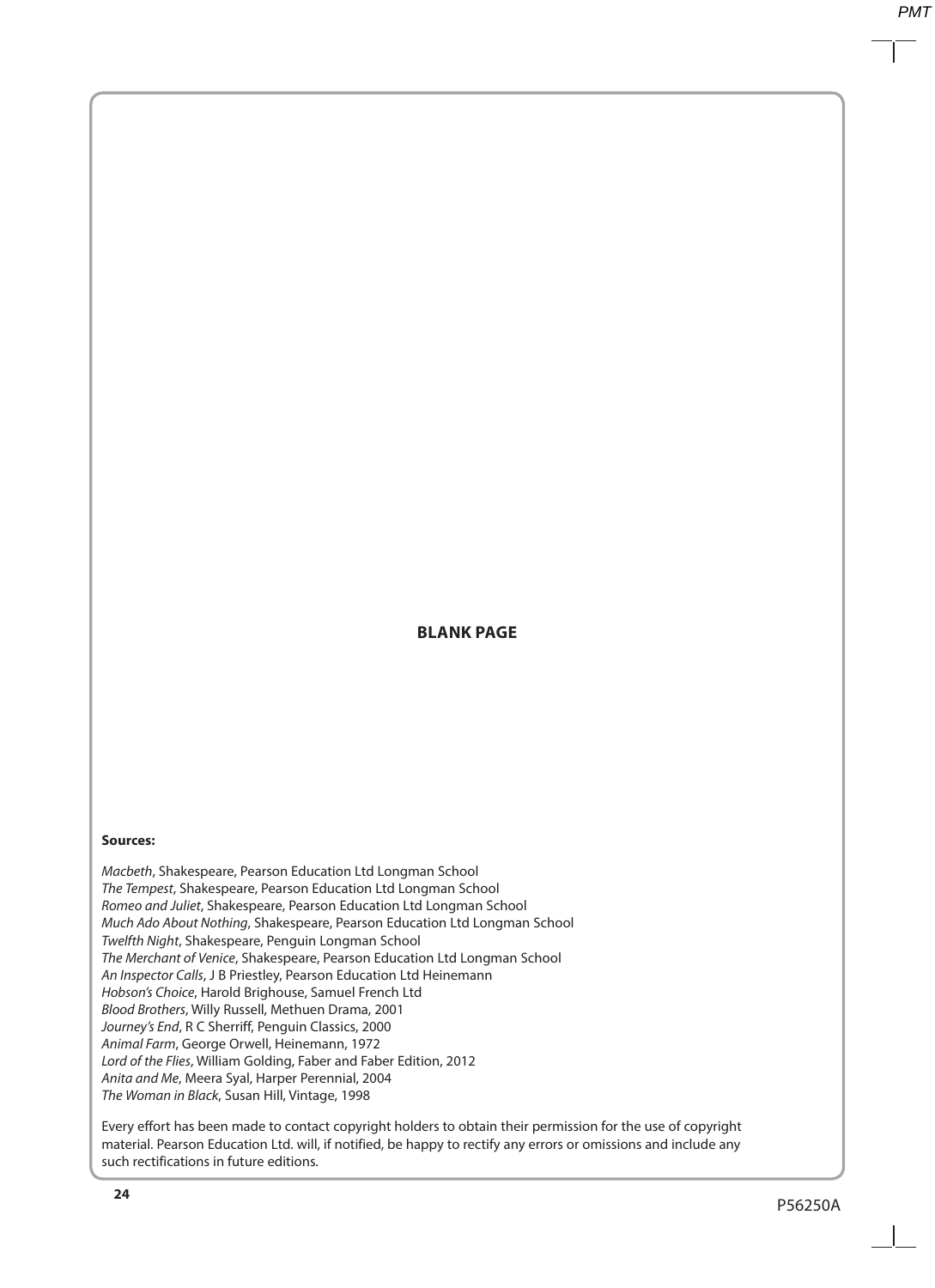**BLANK PAGE**

**Sources:**

*Macbeth*, Shakespeare, Pearson Education Ltd Longman School
*The Tempest*, Shakespeare, Pearson Education Ltd Longman School
*Romeo and Juliet*, Shakespeare, Pearson Education Ltd Longman School
*Much Ado About Nothing*, Shakespeare, Pearson Education Ltd Longman School
*Twelfth Night*, Shakespeare, Penguin Longman School
*The Merchant of Venice*, Shakespeare, Pearson Education Ltd Longman School
*An Inspector Calls*, J B Priestley, Pearson Education Ltd Heinemann
*Hobson's Choice*, Harold Brighouse, Samuel French Ltd
*Blood Brothers*, Willy Russell, Methuen Drama, 2001
*Journey's End*, R C Sherriff, Penguin Classics, 2000
*Animal Farm*, George Orwell, Heinemann, 1972
*Lord of the Flies*, William Golding, Faber and Faber Edition, 2012
*Anita and Me*, Meera Syal, Harper Perennial, 2004
*The Woman in Black*, Susan Hill, Vintage, 1998

Every effort has been made to contact copyright holders to obtain their permission for the use of copyright material. Pearson Education Ltd. will, if notified, be happy to rectify any errors or omissions and include any such rectifications in future editions.